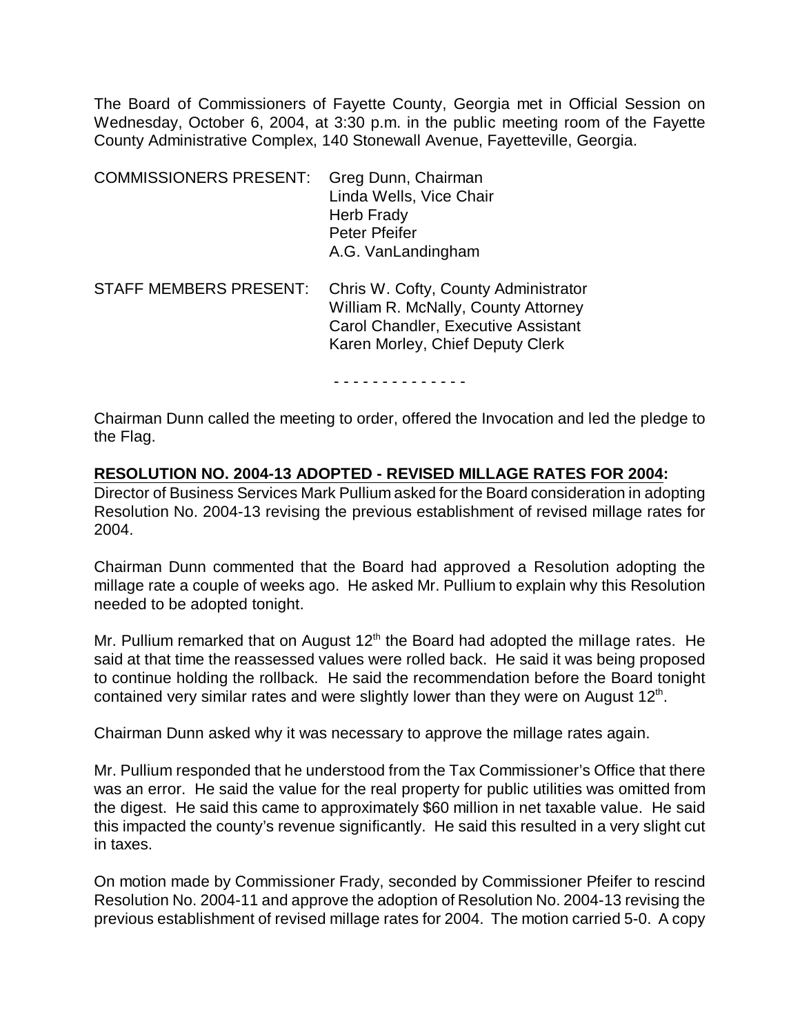The Board of Commissioners of Fayette County, Georgia met in Official Session on Wednesday, October 6, 2004, at 3:30 p.m. in the public meeting room of the Fayette County Administrative Complex, 140 Stonewall Avenue, Fayetteville, Georgia.

COMMISSIONERS PRESENT: Greg Dunn, Chairman
Linda Wells, Vice Chair
Herb Frady
Peter Pfeifer
A.G. VanLandingham

STAFF MEMBERS PRESENT: Chris W. Cofty, County Administrator
William R. McNally, County Attorney
Carol Chandler, Executive Assistant
Karen Morley, Chief Deputy Clerk

- - - - - - - - - - - - - -

Chairman Dunn called the meeting to order, offered the Invocation and led the pledge to the Flag.

**RESOLUTION NO. 2004-13 ADOPTED - REVISED MILLAGE RATES FOR 2004:**

Director of Business Services Mark Pullium asked for the Board consideration in adopting Resolution No. 2004-13 revising the previous establishment of revised millage rates for 2004.

Chairman Dunn commented that the Board had approved a Resolution adopting the millage rate a couple of weeks ago. He asked Mr. Pullium to explain why this Resolution needed to be adopted tonight.

Mr. Pullium remarked that on August 12th the Board had adopted the millage rates. He said at that time the reassessed values were rolled back. He said it was being proposed to continue holding the rollback. He said the recommendation before the Board tonight contained very similar rates and were slightly lower than they were on August 12th.

Chairman Dunn asked why it was necessary to approve the millage rates again.

Mr. Pullium responded that he understood from the Tax Commissioner's Office that there was an error. He said the value for the real property for public utilities was omitted from the digest. He said this came to approximately $60 million in net taxable value. He said this impacted the county's revenue significantly. He said this resulted in a very slight cut in taxes.

On motion made by Commissioner Frady, seconded by Commissioner Pfeifer to rescind Resolution No. 2004-11 and approve the adoption of Resolution No. 2004-13 revising the previous establishment of revised millage rates for 2004. The motion carried 5-0. A copy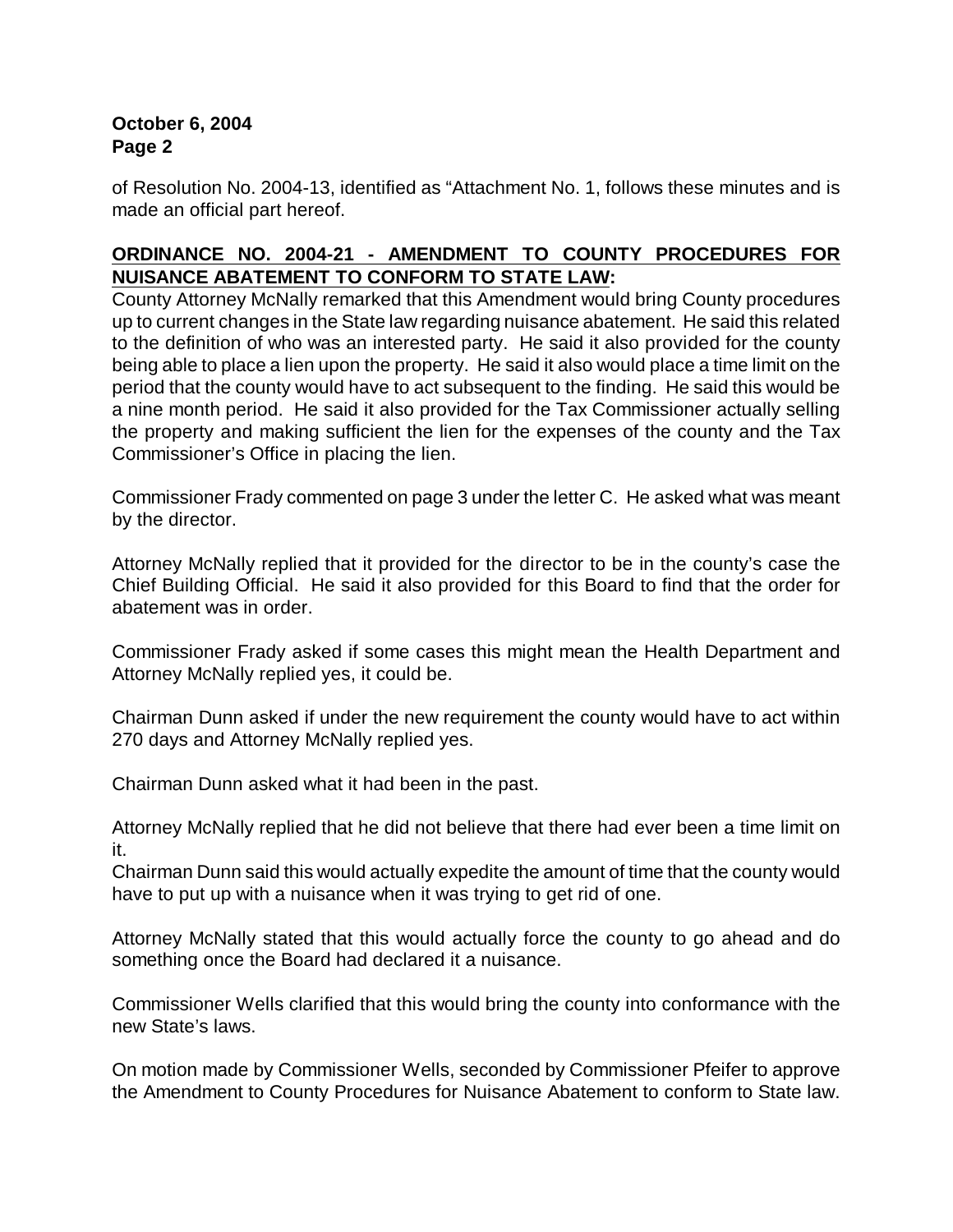of Resolution No. 2004-13, identified as "Attachment No. 1, follows these minutes and is made an official part hereof.

**ORDINANCE NO. 2004-21 - AMENDMENT TO COUNTY PROCEDURES FOR NUISANCE ABATEMENT TO CONFORM TO STATE LAW:**

County Attorney McNally remarked that this Amendment would bring County procedures up to current changes in the State law regarding nuisance abatement. He said this related to the definition of who was an interested party. He said it also provided for the county being able to place a lien upon the property. He said it also would place a time limit on the period that the county would have to act subsequent to the finding. He said this would be a nine month period. He said it also provided for the Tax Commissioner actually selling the property and making sufficient the lien for the expenses of the county and the Tax Commissioner's Office in placing the lien.

Commissioner Frady commented on page 3 under the letter C. He asked what was meant by the director.

Attorney McNally replied that it provided for the director to be in the county's case the Chief Building Official. He said it also provided for this Board to find that the order for abatement was in order.

Commissioner Frady asked if some cases this might mean the Health Department and Attorney McNally replied yes, it could be.

Chairman Dunn asked if under the new requirement the county would have to act within 270 days and Attorney McNally replied yes.

Chairman Dunn asked what it had been in the past.

Attorney McNally replied that he did not believe that there had ever been a time limit on it.

Chairman Dunn said this would actually expedite the amount of time that the county would have to put up with a nuisance when it was trying to get rid of one.

Attorney McNally stated that this would actually force the county to go ahead and do something once the Board had declared it a nuisance.

Commissioner Wells clarified that this would bring the county into conformance with the new State's laws.

On motion made by Commissioner Wells, seconded by Commissioner Pfeifer to approve the Amendment to County Procedures for Nuisance Abatement to conform to State law.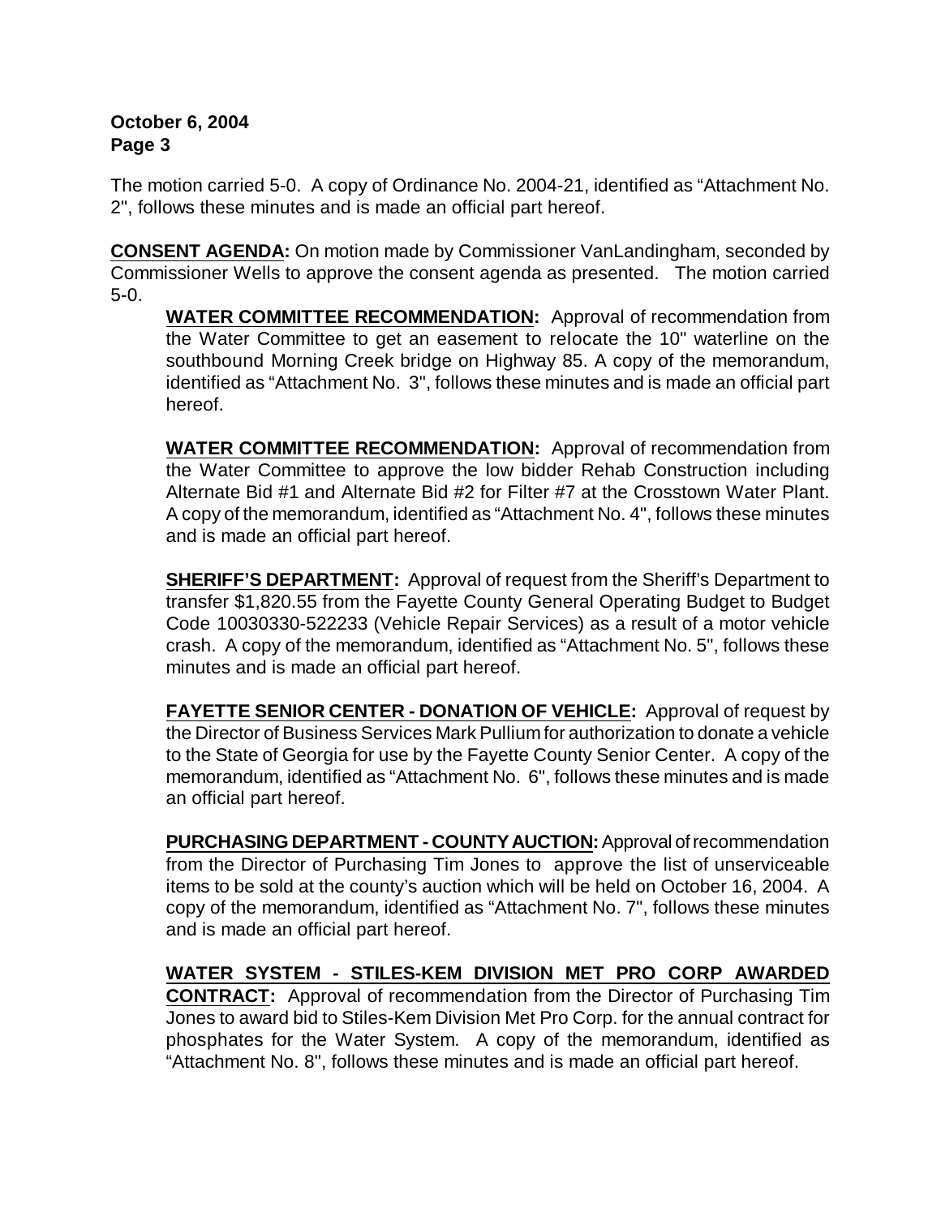The motion carried 5-0. A copy of Ordinance No. 2004-21, identified as "Attachment No. 2", follows these minutes and is made an official part hereof.

**CONSENT AGENDA:** On motion made by Commissioner VanLandingham, seconded by Commissioner Wells to approve the consent agenda as presented. The motion carried 5-0.

> **WATER COMMITTEE RECOMMENDATION:** Approval of recommendation from the Water Committee to get an easement to relocate the 10" waterline on the southbound Morning Creek bridge on Highway 85. A copy of the memorandum, identified as "Attachment No. 3", follows these minutes and is made an official part hereof.
>
> **WATER COMMITTEE RECOMMENDATION:** Approval of recommendation from the Water Committee to approve the low bidder Rehab Construction including Alternate Bid #1 and Alternate Bid #2 for Filter #7 at the Crosstown Water Plant. A copy of the memorandum, identified as "Attachment No. 4", follows these minutes and is made an official part hereof.
>
> **SHERIFF'S DEPARTMENT:** Approval of request from the Sheriff's Department to transfer $1,820.55 from the Fayette County General Operating Budget to Budget Code 10030330-522233 (Vehicle Repair Services) as a result of a motor vehicle crash. A copy of the memorandum, identified as "Attachment No. 5", follows these minutes and is made an official part hereof.
>
> **FAYETTE SENIOR CENTER - DONATION OF VEHICLE:** Approval of request by the Director of Business Services Mark Pullium for authorization to donate a vehicle to the State of Georgia for use by the Fayette County Senior Center. A copy of the memorandum, identified as "Attachment No. 6", follows these minutes and is made an official part hereof.
>
> **PURCHASING DEPARTMENT - COUNTY AUCTION:** Approval of recommendation from the Director of Purchasing Tim Jones to approve the list of unserviceable items to be sold at the county's auction which will be held on October 16, 2004. A copy of the memorandum, identified as "Attachment No. 7", follows these minutes and is made an official part hereof.
>
> **WATER SYSTEM - STILES-KEM DIVISION MET PRO CORP AWARDED CONTRACT:** Approval of recommendation from the Director of Purchasing Tim Jones to award bid to Stiles-Kem Division Met Pro Corp. for the annual contract for phosphates for the Water System. A copy of the memorandum, identified as "Attachment No. 8", follows these minutes and is made an official part hereof.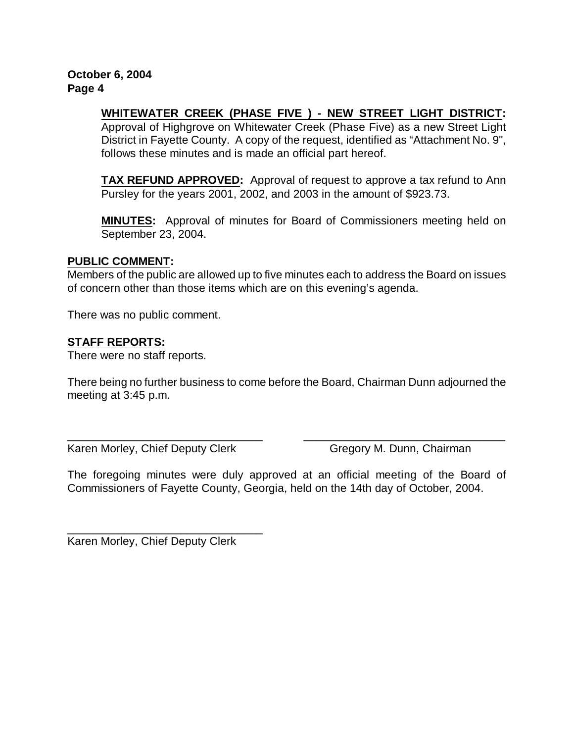**WHITEWATER CREEK (PHASE FIVE ) - NEW STREET LIGHT DISTRICT:** Approval of Highgrove on Whitewater Creek (Phase Five) as a new Street Light District in Fayette County. A copy of the request, identified as "Attachment No. 9", follows these minutes and is made an official part hereof.

**TAX REFUND APPROVED:** Approval of request to approve a tax refund to Ann Pursley for the years 2001, 2002, and 2003 in the amount of $923.73.

**MINUTES:** Approval of minutes for Board of Commissioners meeting held on September 23, 2004.

**PUBLIC COMMENT:**

Members of the public are allowed up to five minutes each to address the Board on issues of concern other than those items which are on this evening's agenda.

There was no public comment.

**STAFF REPORTS:**

There were no staff reports.

There being no further business to come before the Board, Chairman Dunn adjourned the meeting at 3:45 p.m.

\_\_\_\_\_\_\_\_\_\_\_\_\_\_\_\_\_\_\_\_\_\_\_\_\_\_\_\_\_\_\_\_ \_\_\_\_\_\_\_\_\_\_\_\_\_\_\_\_\_\_\_\_\_\_\_\_\_\_\_\_\_\_\_\_

Karen Morley, Chief Deputy Clerk Gregory M. Dunn, Chairman

The foregoing minutes were duly approved at an official meeting of the Board of Commissioners of Fayette County, Georgia, held on the 14th day of October, 2004.

\_\_\_\_\_\_\_\_\_\_\_\_\_\_\_\_\_\_\_\_\_\_\_\_\_\_\_\_\_\_\_\_

Karen Morley, Chief Deputy Clerk